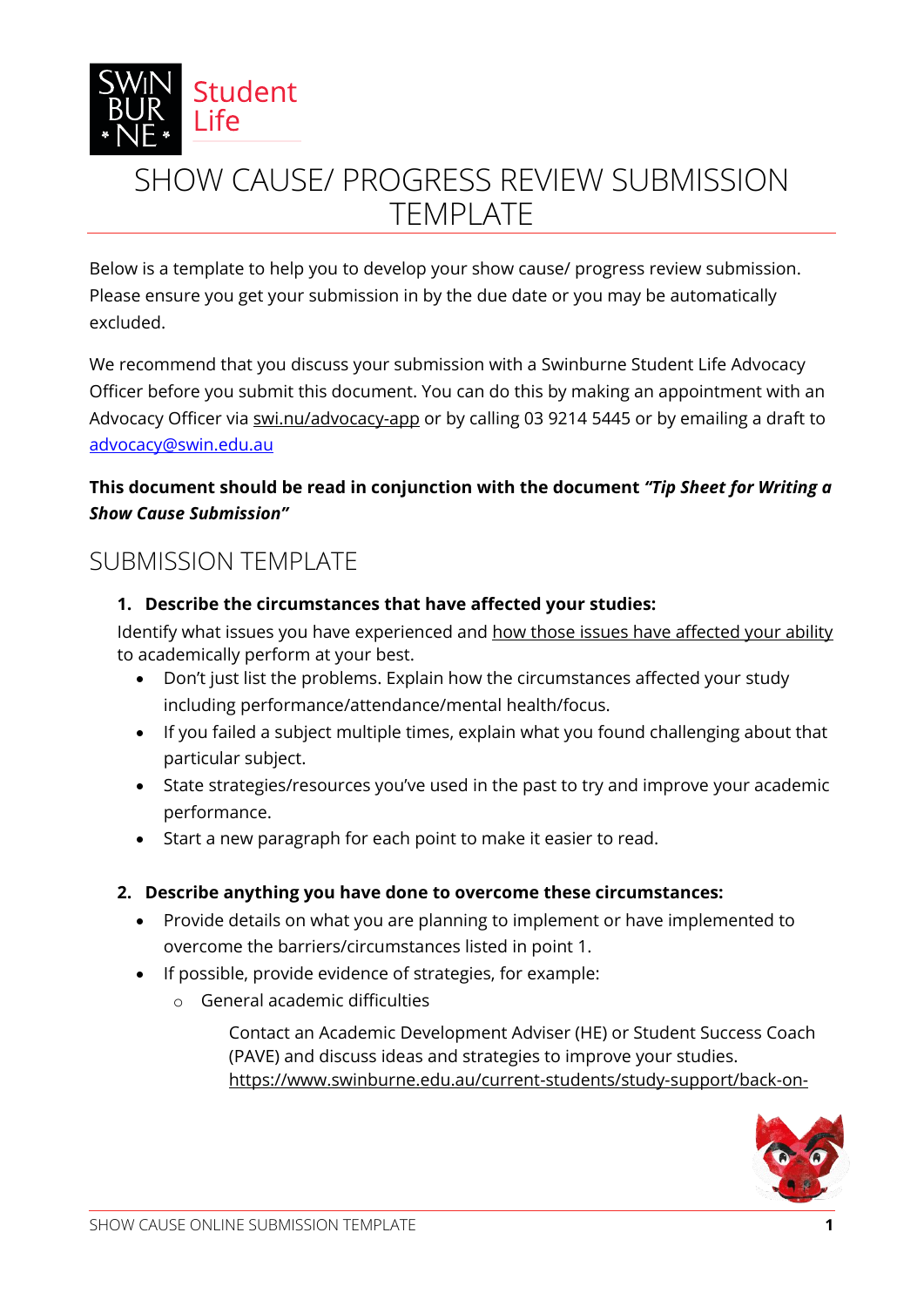# SHOW CAUSE/ PROGRESS REVIEW SUBMISSION TEMPLATE

Below is a template to help you to develop your show cause/ progress review submission. Please ensure you get your submission in by the due date or you may be automatically excluded.

We recommend that you discuss your submission with a Swinburne Student Life Advocacy Officer before you submit this document. You can do this by making an appointment with an Advocacy Officer via swi.nu/advocacy-app or by calling 03 9214 5445 or by emailing a draft to advocacy@swin.edu.au

**This document should be read in conjunction with the document *"Tip Sheet for Writing a Show Cause Submission"***

## SUBMISSION TEMPLATE

1. **Describe the circumstances that have affected your studies:**

   Identify what issues you have experienced and how those issues have affected your ability to academically perform at your best.

   - Don't just list the problems. Explain how the circumstances affected your study including performance/attendance/mental health/focus.
   - If you failed a subject multiple times, explain what you found challenging about that particular subject.
   - State strategies/resources you've used in the past to try and improve your academic performance.
   - Start a new paragraph for each point to make it easier to read.

2. **Describe anything you have done to overcome these circumstances:**

   - Provide details on what you are planning to implement or have implemented to overcome the barriers/circumstances listed in point 1.
   - If possible, provide evidence of strategies, for example:
     - General academic difficulties

       Contact an Academic Development Adviser (HE) or Student Success Coach (PAVE) and discuss ideas and strategies to improve your studies. https://www.swinburne.edu.au/current-students/study-support/back-on-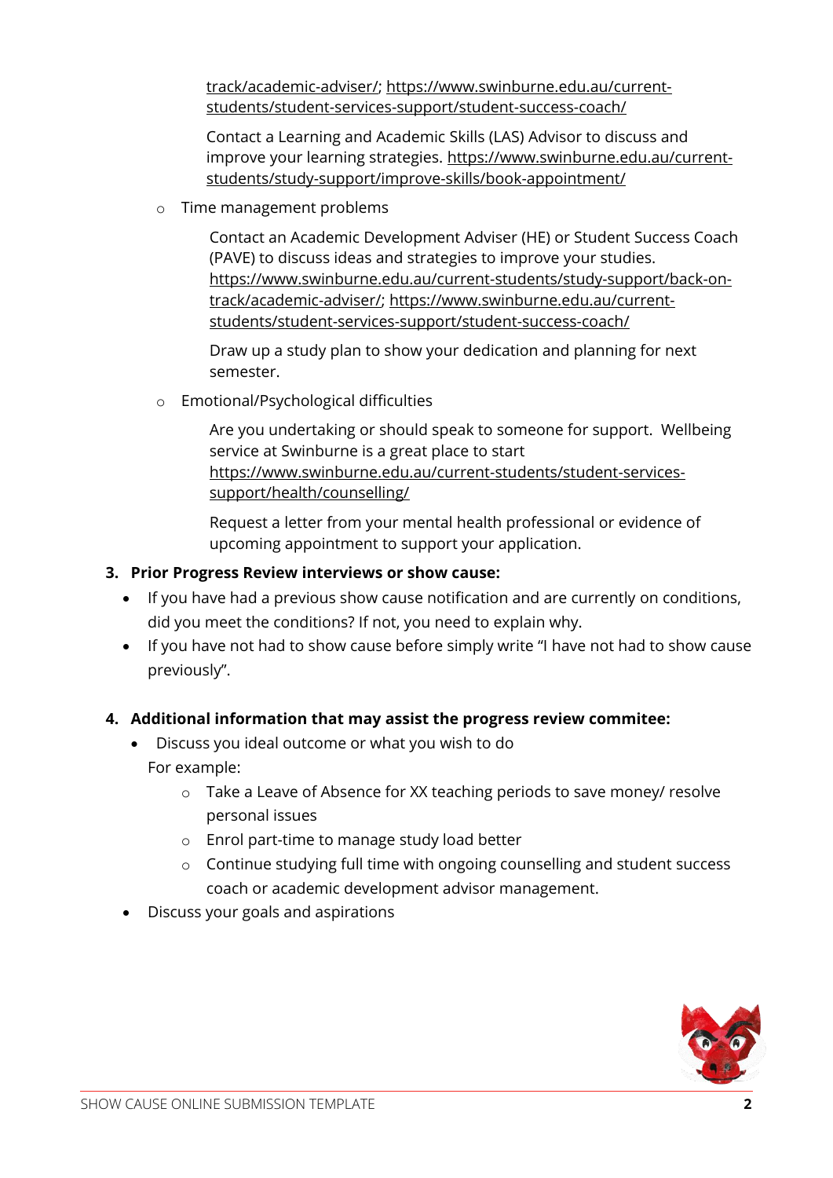track/academic-adviser/; https://www.swinburne.edu.au/current-students/student-services-support/student-success-coach/

Contact a Learning and Academic Skills (LAS) Advisor to discuss and improve your learning strategies. https://www.swinburne.edu.au/current-students/study-support/improve-skills/book-appointment/

- Time management problems

  Contact an Academic Development Adviser (HE) or Student Success Coach (PAVE) to discuss ideas and strategies to improve your studies. https://www.swinburne.edu.au/current-students/study-support/back-on-track/academic-adviser/; https://www.swinburne.edu.au/current-students/student-services-support/student-success-coach/

  Draw up a study plan to show your dedication and planning for next semester.

- Emotional/Psychological difficulties

  Are you undertaking or should speak to someone for support. Wellbeing service at Swinburne is a great place to start https://www.swinburne.edu.au/current-students/student-services-support/health/counselling/

  Request a letter from your mental health professional or evidence of upcoming appointment to support your application.

**3. Prior Progress Review interviews or show cause:**

- If you have had a previous show cause notification and are currently on conditions, did you meet the conditions? If not, you need to explain why.
- If you have not had to show cause before simply write "I have not had to show cause previously".

**4. Additional information that may assist the progress review commitee:**

- Discuss you ideal outcome or what you wish to do

  For example:
  - Take a Leave of Absence for XX teaching periods to save money/ resolve personal issues
  - Enrol part-time to manage study load better
  - Continue studying full time with ongoing counselling and student success coach or academic development advisor management.
- Discuss your goals and aspirations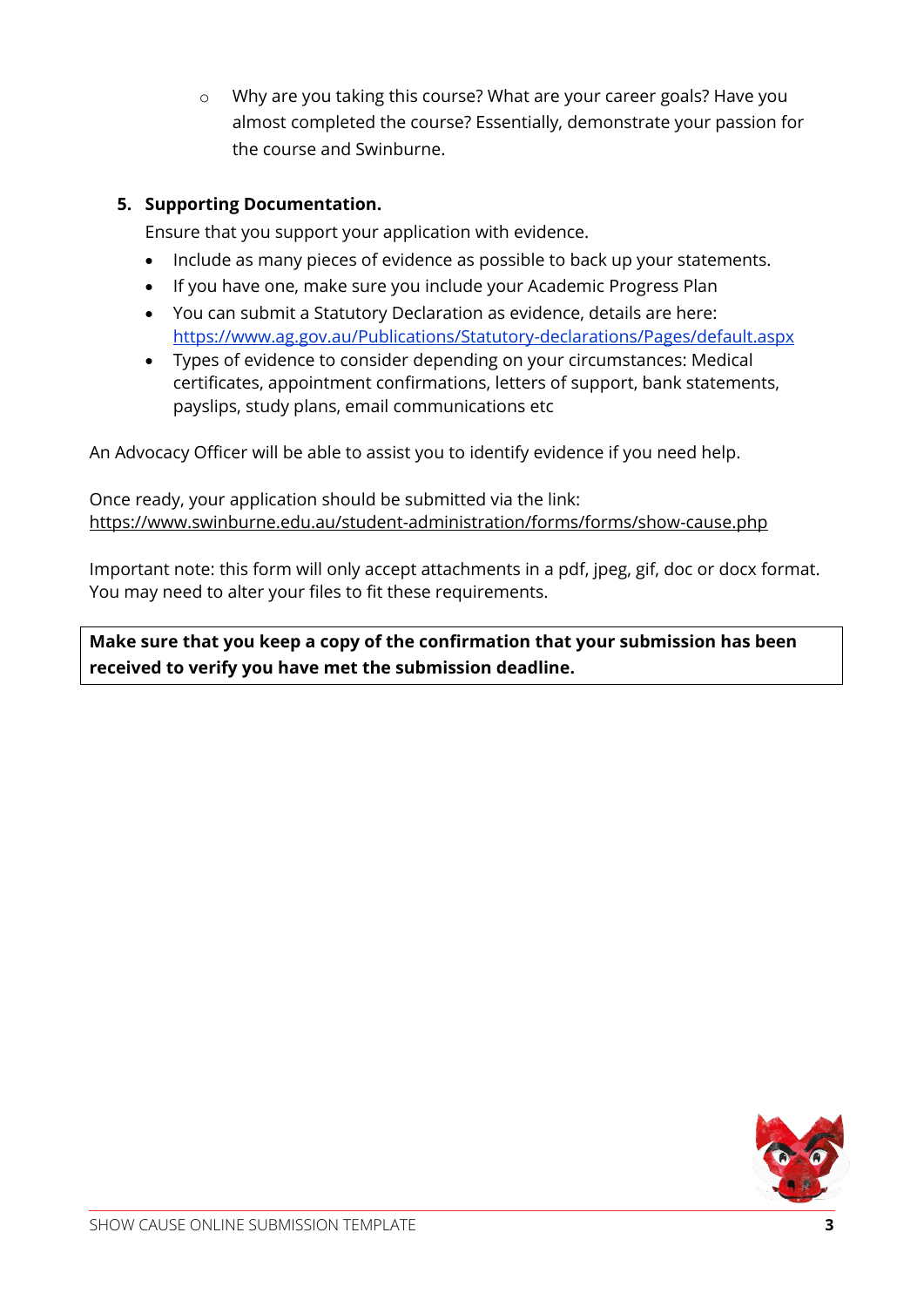- Why are you taking this course? What are your career goals? Have you almost completed the course? Essentially, demonstrate your passion for the course and Swinburne.

5. **Supporting Documentation.**

   Ensure that you support your application with evidence.

   - Include as many pieces of evidence as possible to back up your statements.
   - If you have one, make sure you include your Academic Progress Plan
   - You can submit a Statutory Declaration as evidence, details are here: https://www.ag.gov.au/Publications/Statutory-declarations/Pages/default.aspx
   - Types of evidence to consider depending on your circumstances: Medical certificates, appointment confirmations, letters of support, bank statements, payslips, study plans, email communications etc

An Advocacy Officer will be able to assist you to identify evidence if you need help.

Once ready, your application should be submitted via the link:
https://www.swinburne.edu.au/student-administration/forms/forms/show-cause.php

Important note: this form will only accept attachments in a pdf, jpeg, gif, doc or docx format. You may need to alter your files to fit these requirements.

**Make sure that you keep a copy of the confirmation that your submission has been received to verify you have met the submission deadline.**